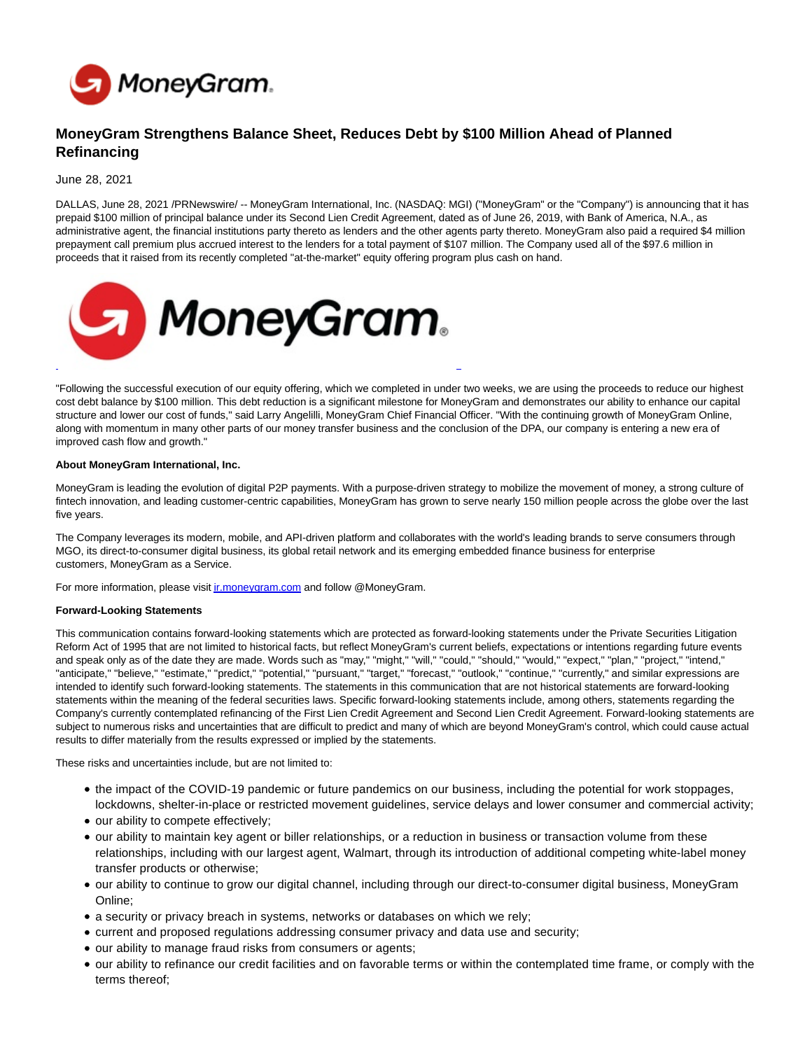# MoneyGram Strengthens Balance Sheet, Reduces Debt by $100 Million Ahead of Planned Refinancing

June 28, 2021

DALLAS, June 28, 2021 /PRNewswire/ -- MoneyGram International, Inc. (NASDAQ: MGI) ("MoneyGram" or the "Company") is announcing that it has prepaid $100 million of principal balance under its Second Lien Credit Agreement, dated as of June 26, 2019, with Bank of America, N.A., as administrative agent, the financial institutions party thereto as lenders and the other agents party thereto. MoneyGram also paid a required $4 million prepayment call premium plus accrued interest to the lenders for a total payment of $107 million. The Company used all of the $97.6 million in proceeds that it raised from its recently completed "at-the-market" equity offering program plus cash on hand.

"Following the successful execution of our equity offering, which we completed in under two weeks, we are using the proceeds to reduce our highest cost debt balance by $100 million. This debt reduction is a significant milestone for MoneyGram and demonstrates our ability to enhance our capital structure and lower our cost of funds," said Larry Angelilli, MoneyGram Chief Financial Officer. "With the continuing growth of MoneyGram Online, along with momentum in many other parts of our money transfer business and the conclusion of the DPA, our company is entering a new era of improved cash flow and growth."

**About MoneyGram International, Inc.**

MoneyGram is leading the evolution of digital P2P payments. With a purpose-driven strategy to mobilize the movement of money, a strong culture of fintech innovation, and leading customer-centric capabilities, MoneyGram has grown to serve nearly 150 million people across the globe over the last five years.

The Company leverages its modern, mobile, and API-driven platform and collaborates with the world's leading brands to serve consumers through MGO, its direct-to-consumer digital business, its global retail network and its emerging embedded finance business for enterprise customers, MoneyGram as a Service.

For more information, please visit ir.moneygram.com and follow @MoneyGram.

**Forward-Looking Statements**

This communication contains forward-looking statements which are protected as forward-looking statements under the Private Securities Litigation Reform Act of 1995 that are not limited to historical facts, but reflect MoneyGram's current beliefs, expectations or intentions regarding future events and speak only as of the date they are made. Words such as "may," "might," "will," "could," "should," "would," "expect," "plan," "project," "intend," "anticipate," "believe," "estimate," "predict," "potential," "pursuant," "target," "forecast," "outlook," "continue," "currently," and similar expressions are intended to identify such forward-looking statements. The statements in this communication that are not historical statements are forward-looking statements within the meaning of the federal securities laws. Specific forward-looking statements include, among others, statements regarding the Company's currently contemplated refinancing of the First Lien Credit Agreement and Second Lien Credit Agreement. Forward-looking statements are subject to numerous risks and uncertainties that are difficult to predict and many of which are beyond MoneyGram's control, which could cause actual results to differ materially from the results expressed or implied by the statements.

These risks and uncertainties include, but are not limited to:

- the impact of the COVID-19 pandemic or future pandemics on our business, including the potential for work stoppages, lockdowns, shelter-in-place or restricted movement guidelines, service delays and lower consumer and commercial activity;
- our ability to compete effectively;
- our ability to maintain key agent or biller relationships, or a reduction in business or transaction volume from these relationships, including with our largest agent, Walmart, through its introduction of additional competing white-label money transfer products or otherwise;
- our ability to continue to grow our digital channel, including through our direct-to-consumer digital business, MoneyGram Online;
- a security or privacy breach in systems, networks or databases on which we rely;
- current and proposed regulations addressing consumer privacy and data use and security;
- our ability to manage fraud risks from consumers or agents;
- our ability to refinance our credit facilities and on favorable terms or within the contemplated time frame, or comply with the terms thereof;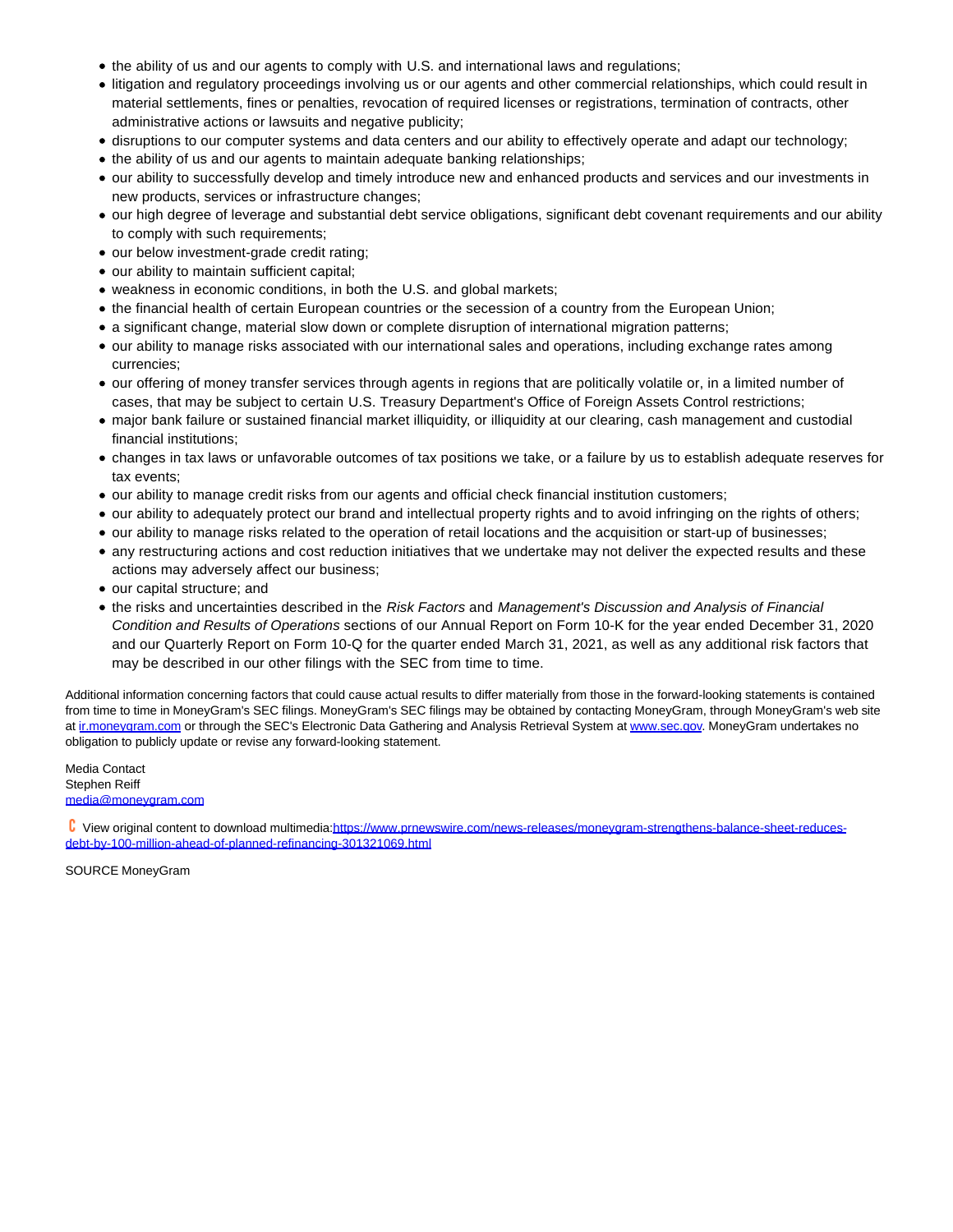- the ability of us and our agents to comply with U.S. and international laws and regulations;
- litigation and regulatory proceedings involving us or our agents and other commercial relationships, which could result in material settlements, fines or penalties, revocation of required licenses or registrations, termination of contracts, other administrative actions or lawsuits and negative publicity;
- disruptions to our computer systems and data centers and our ability to effectively operate and adapt our technology;
- the ability of us and our agents to maintain adequate banking relationships;
- our ability to successfully develop and timely introduce new and enhanced products and services and our investments in new products, services or infrastructure changes;
- our high degree of leverage and substantial debt service obligations, significant debt covenant requirements and our ability to comply with such requirements;
- our below investment-grade credit rating;
- our ability to maintain sufficient capital;
- weakness in economic conditions, in both the U.S. and global markets;
- the financial health of certain European countries or the secession of a country from the European Union;
- a significant change, material slow down or complete disruption of international migration patterns;
- our ability to manage risks associated with our international sales and operations, including exchange rates among currencies;
- our offering of money transfer services through agents in regions that are politically volatile or, in a limited number of cases, that may be subject to certain U.S. Treasury Department's Office of Foreign Assets Control restrictions;
- major bank failure or sustained financial market illiquidity, or illiquidity at our clearing, cash management and custodial financial institutions;
- changes in tax laws or unfavorable outcomes of tax positions we take, or a failure by us to establish adequate reserves for tax events;
- our ability to manage credit risks from our agents and official check financial institution customers;
- our ability to adequately protect our brand and intellectual property rights and to avoid infringing on the rights of others;
- our ability to manage risks related to the operation of retail locations and the acquisition or start-up of businesses;
- any restructuring actions and cost reduction initiatives that we undertake may not deliver the expected results and these actions may adversely affect our business;
- our capital structure; and
- the risks and uncertainties described in the *Risk Factors* and *Management's Discussion and Analysis of Financial Condition and Results of Operations* sections of our Annual Report on Form 10-K for the year ended December 31, 2020 and our Quarterly Report on Form 10-Q for the quarter ended March 31, 2021, as well as any additional risk factors that may be described in our other filings with the SEC from time to time.

Additional information concerning factors that could cause actual results to differ materially from those in the forward-looking statements is contained from time to time in MoneyGram's SEC filings. MoneyGram's SEC filings may be obtained by contacting MoneyGram, through MoneyGram's web site at ir.moneygram.com or through the SEC's Electronic Data Gathering and Analysis Retrieval System at www.sec.gov. MoneyGram undertakes no obligation to publicly update or revise any forward-looking statement.

Media Contact
Stephen Reiff
media@moneygram.com

View original content to download multimedia:https://www.prnewswire.com/news-releases/moneygram-strengthens-balance-sheet-reduces-debt-by-100-million-ahead-of-planned-refinancing-301321069.html

SOURCE MoneyGram